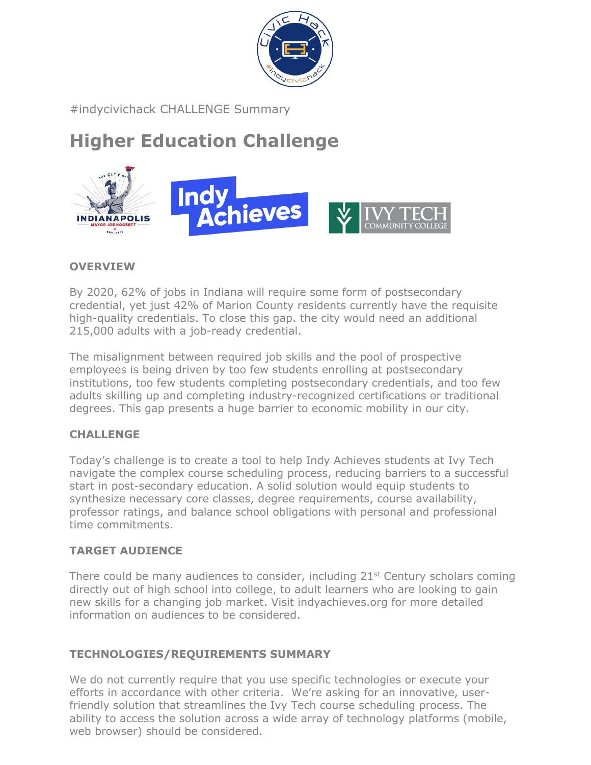#indycivichack CHALLENGE Summary

# Higher Education Challenge

**OVERVIEW**

By 2020, 62% of jobs in Indiana will require some form of postsecondary credential, yet just 42% of Marion County residents currently have the requisite high-quality credentials. To close this gap. the city would need an additional 215,000 adults with a job-ready credential.

The misalignment between required job skills and the pool of prospective employees is being driven by too few students enrolling at postsecondary institutions, too few students completing postsecondary credentials, and too few adults skilling up and completing industry-recognized certifications or traditional degrees. This gap presents a huge barrier to economic mobility in our city.

**CHALLENGE**

Today's challenge is to create a tool to help Indy Achieves students at Ivy Tech navigate the complex course scheduling process, reducing barriers to a successful start in post-secondary education. A solid solution would equip students to synthesize necessary core classes, degree requirements, course availability, professor ratings, and balance school obligations with personal and professional time commitments.

**TARGET AUDIENCE**

There could be many audiences to consider, including 21st Century scholars coming directly out of high school into college, to adult learners who are looking to gain new skills for a changing job market. Visit indyachieves.org for more detailed information on audiences to be considered.

**TECHNOLOGIES/REQUIREMENTS SUMMARY**

We do not currently require that you use specific technologies or execute your efforts in accordance with other criteria. We're asking for an innovative, user-friendly solution that streamlines the Ivy Tech course scheduling process. The ability to access the solution across a wide array of technology platforms (mobile, web browser) should be considered.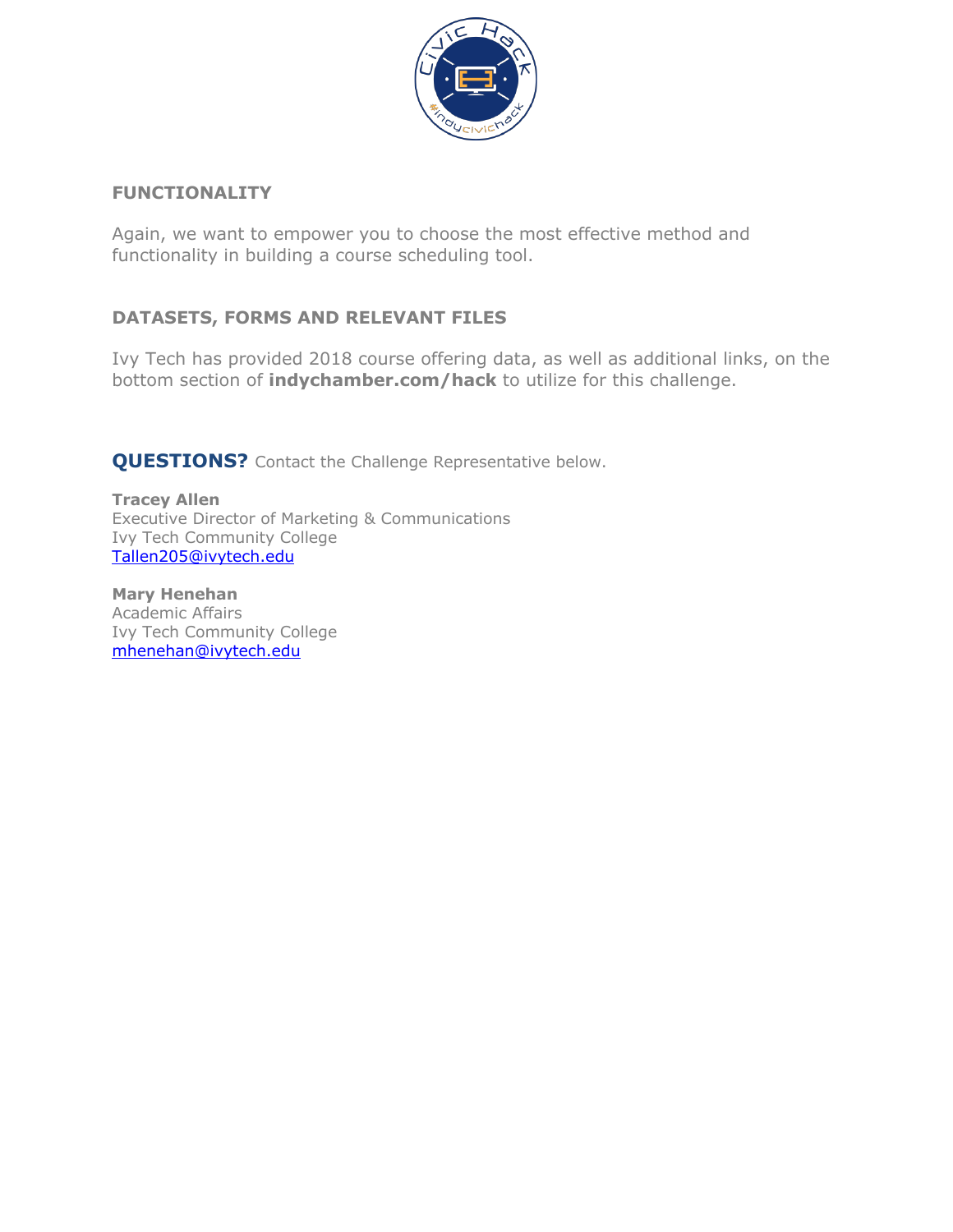## FUNCTIONALITY

Again, we want to empower you to choose the most effective method and functionality in building a course scheduling tool.

## DATASETS, FORMS AND RELEVANT FILES

Ivy Tech has provided 2018 course offering data, as well as additional links, on the bottom section of **indychamber.com/hack** to utilize for this challenge.

**QUESTIONS?** Contact the Challenge Representative below.

**Tracey Allen**
Executive Director of Marketing & Communications
Ivy Tech Community College
Tallen205@ivytech.edu

**Mary Henehan**
Academic Affairs
Ivy Tech Community College
mhenehan@ivytech.edu